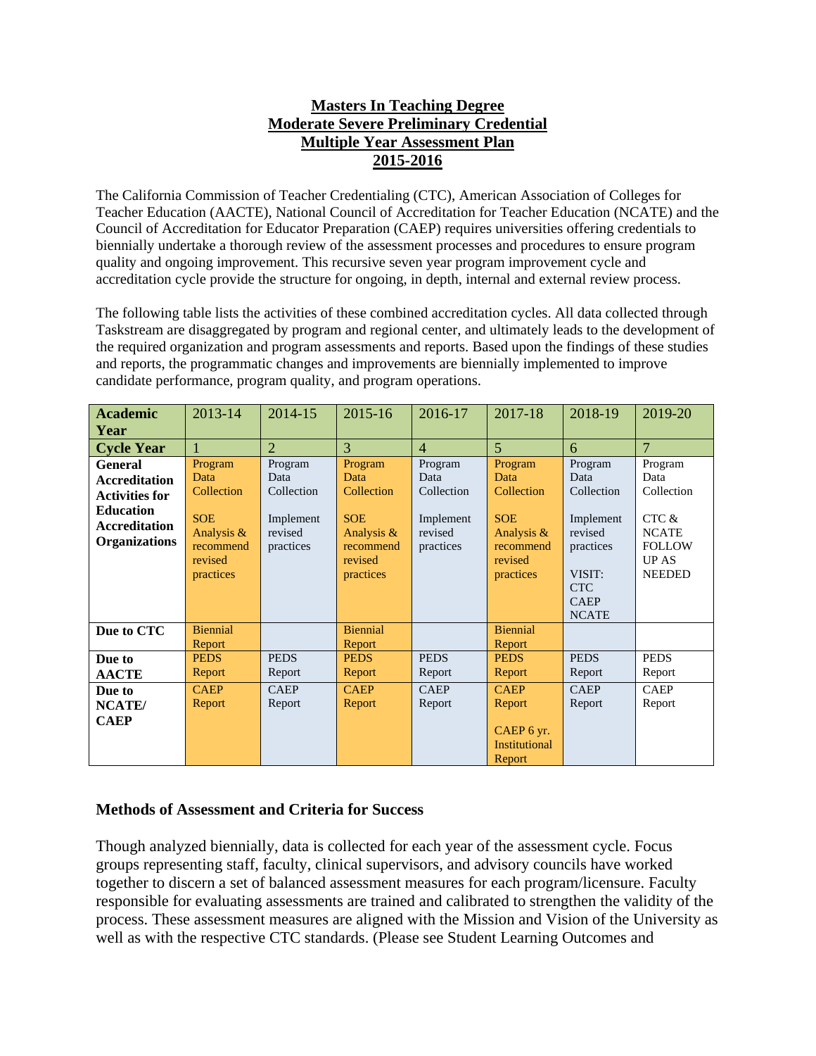# Masters In Teaching Degree
# Moderate Severe Preliminary Credential
# Multiple Year Assessment Plan
# 2015-2016

The California Commission of Teacher Credentialing (CTC), American Association of Colleges for Teacher Education (AACTE), National Council of Accreditation for Teacher Education (NCATE) and the Council of Accreditation for Educator Preparation (CAEP) requires universities offering credentials to biennially undertake a thorough review of the assessment processes and procedures to ensure program quality and ongoing improvement. This recursive seven year program improvement cycle and accreditation cycle provide the structure for ongoing, in depth, internal and external review process.

The following table lists the activities of these combined accreditation cycles. All data collected through Taskstream are disaggregated by program and regional center, and ultimately leads to the development of the required organization and program assessments and reports. Based upon the findings of these studies and reports, the programmatic changes and improvements are biennially implemented to improve candidate performance, program quality, and program operations.

| **Academic Year** | 2013-14 | 2014-15 | 2015-16 | 2016-17 | 2017-18 | 2018-19 | 2019-20 |
|---|---|---|---|---|---|---|---|
| **Cycle Year** | 1 | 2 | 3 | 4 | 5 | 6 | 7 |
| **General Accreditation Activities for Education Accreditation Organizations** | Program Data Collection<br><br>SOE Analysis & recommend revised practices | Program Data Collection<br><br>Implement revised practices | Program Data Collection<br><br>SOE Analysis & recommend revised practices | Program Data Collection<br><br>Implement revised practices | Program Data Collection<br><br>SOE Analysis & recommend revised practices | Program Data Collection<br><br>Implement revised practices<br><br>VISIT: CTC CAEP NCATE | Program Data Collection<br><br>CTC & NCATE FOLLOW UP AS NEEDED |
| **Due to CTC** | Biennial Report | | Biennial Report | | Biennial Report | | |
| **Due to AACTE** | PEDS Report | PEDS Report | PEDS Report | PEDS Report | PEDS Report | PEDS Report | PEDS Report |
| **Due to NCATE/ CAEP** | CAEP Report | CAEP Report | CAEP Report | CAEP Report | CAEP Report<br><br>CAEP 6 yr. Institutional Report | CAEP Report | CAEP Report |

## Methods of Assessment and Criteria for Success

Though analyzed biennially, data is collected for each year of the assessment cycle. Focus groups representing staff, faculty, clinical supervisors, and advisory councils have worked together to discern a set of balanced assessment measures for each program/licensure. Faculty responsible for evaluating assessments are trained and calibrated to strengthen the validity of the process. These assessment measures are aligned with the Mission and Vision of the University as well as with the respective CTC standards. (Please see Student Learning Outcomes and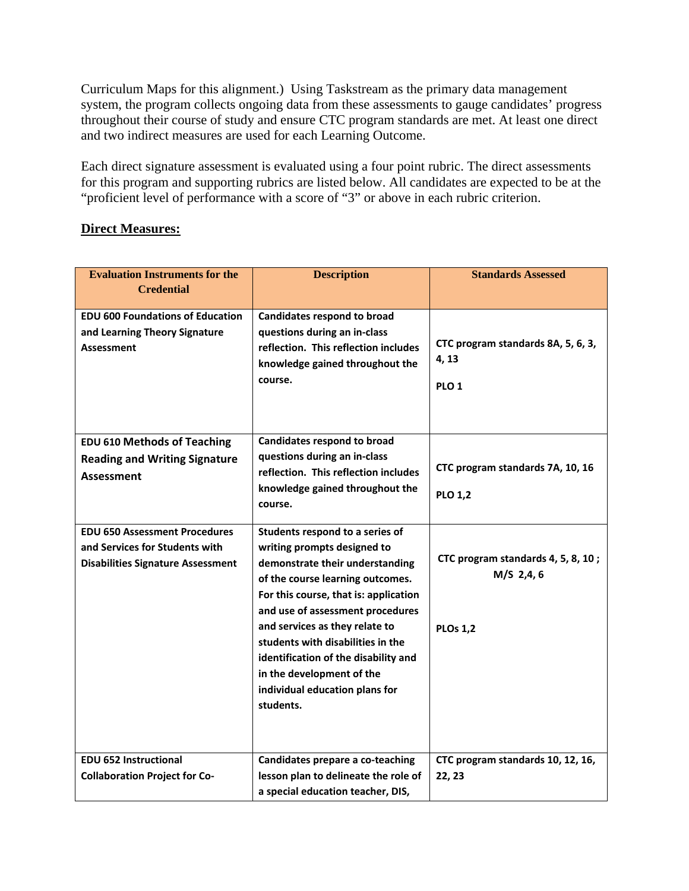Curriculum Maps for this alignment.) Using Taskstream as the primary data management system, the program collects ongoing data from these assessments to gauge candidates' progress throughout their course of study and ensure CTC program standards are met. At least one direct and two indirect measures are used for each Learning Outcome.

Each direct signature assessment is evaluated using a four point rubric. The direct assessments for this program and supporting rubrics are listed below. All candidates are expected to be at the "proficient level of performance with a score of "3" or above in each rubric criterion.

**Direct Measures:**

| Evaluation Instruments for the Credential | Description | Standards Assessed |
|---|---|---|
| **EDU 600 Foundations of Education and Learning Theory Signature Assessment** | **Candidates respond to broad questions during an in-class reflection. This reflection includes knowledge gained throughout the course.** | **CTC program standards 8A, 5, 6, 3, 4, 13**<br><br>**PLO 1** |
| **EDU 610 Methods of Teaching Reading and Writing Signature Assessment** | **Candidates respond to broad questions during an in-class reflection. This reflection includes knowledge gained throughout the course.** | **CTC program standards 7A, 10, 16**<br><br>**PLO 1,2** |
| **EDU 650 Assessment Procedures and Services for Students with Disabilities Signature Assessment** | **Students respond to a series of writing prompts designed to demonstrate their understanding of the course learning outcomes. For this course, that is: application and use of assessment procedures and services as they relate to students with disabilities in the identification of the disability and in the development of the individual education plans for students.** | **CTC program standards 4, 5, 8, 10 ; M/S 2,4, 6**<br><br>**PLOs 1,2** |
| **EDU 652 Instructional Collaboration Project for Co-** | **Candidates prepare a co-teaching lesson plan to delineate the role of a special education teacher, DIS,** | **CTC program standards 10, 12, 16, 22, 23** |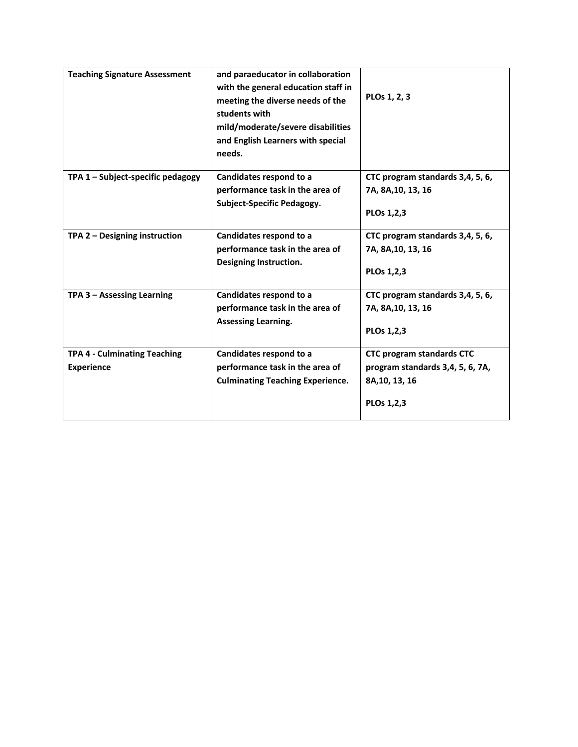| | | |
|---|---|---|
| **Teaching Signature Assessment** | **and paraeducator in collaboration with the general education staff in meeting the diverse needs of the students with mild/moderate/severe disabilities and English Learners with special needs.** | **PLOs 1, 2, 3** |
| **TPA 1 – Subject-specific pedagogy** | **Candidates respond to a performance task in the area of Subject-Specific Pedagogy.** | **CTC program standards 3,4, 5, 6, 7A, 8A,10, 13, 16**<br><br>**PLOs 1,2,3** |
| **TPA 2 – Designing instruction** | **Candidates respond to a performance task in the area of Designing Instruction.** | **CTC program standards 3,4, 5, 6, 7A, 8A,10, 13, 16**<br><br>**PLOs 1,2,3** |
| **TPA 3 – Assessing Learning** | **Candidates respond to a performance task in the area of Assessing Learning.** | **CTC program standards 3,4, 5, 6, 7A, 8A,10, 13, 16**<br><br>**PLOs 1,2,3** |
| **TPA 4 - Culminating Teaching Experience** | **Candidates respond to a performance task in the area of Culminating Teaching Experience.** | **CTC program standards CTC program standards 3,4, 5, 6, 7A, 8A,10, 13, 16**<br><br>**PLOs 1,2,3** |